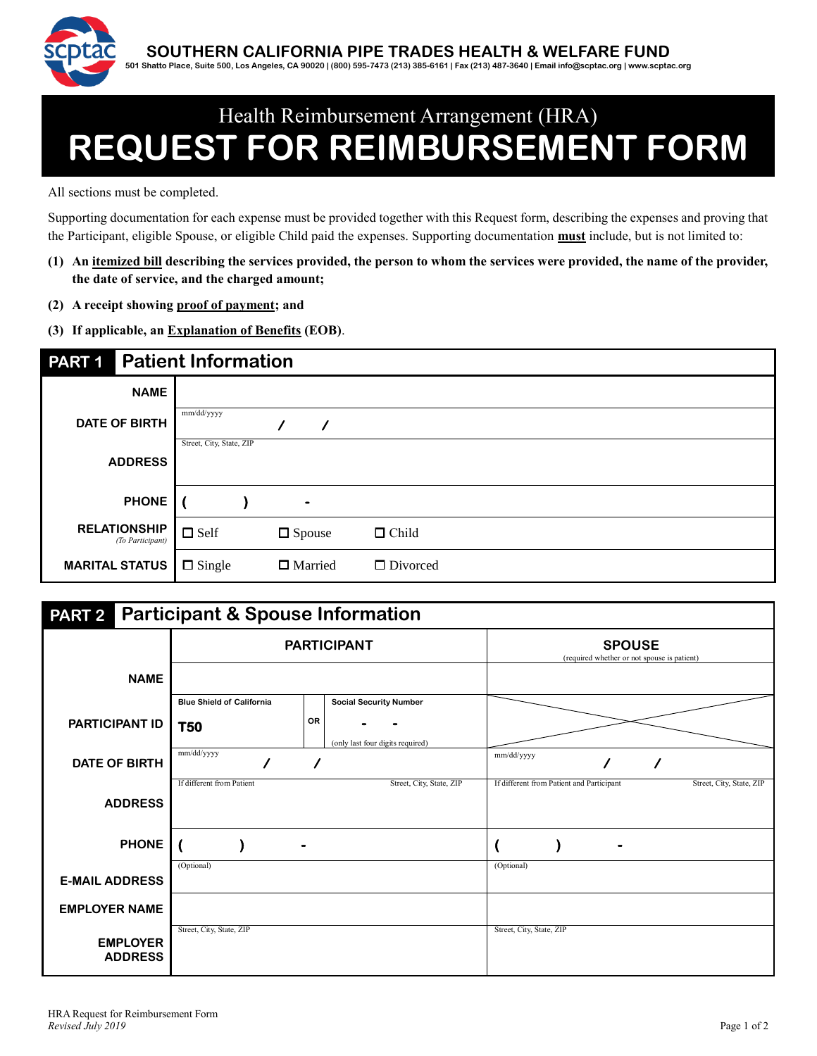# SOUTHERN CALIFORNIA PIPE TRADES HEALTH & WELFARE FUND

501 Shatto Place, Suite 500, Los Angeles, CA 90020 | (800) 595-7473 (213) 385-6161 | Fax (213) 487-3640 | Email info@scptac.org | www.scptac.org

## Health Reimbursement Arrangement (HRA)

# REQUEST FOR REIMBURSEMENT FORM

All sections must be completed.

Supporting documentation for each expense must be provided together with this Request form, describing the expenses and proving that the Participant, eligible Spouse, or eligible Child paid the expenses. Supporting documentation **must** include, but is not limited to:

**(1) An itemized bill describing the services provided, the person to whom the services were provided, the name of the provider, the date of service, and the charged amount;**

**(2) A receipt showing proof of payment; and**

**(3) If applicable, an Explanation of Benefits (EOB).**

## PART 1 Patient Information

| | |
|---|---|
| **NAME** | |
| **DATE OF BIRTH** | mm/dd/yyyy &nbsp; / &nbsp; / |
| **ADDRESS** | Street, City, State, ZIP |
| **PHONE** | ( &nbsp; ) &nbsp; - |
| **RELATIONSHIP** *(To Participant)* | ☐ Self &nbsp; ☐ Spouse &nbsp; ☐ Child |
| **MARITAL STATUS** | ☐ Single &nbsp; ☐ Married &nbsp; ☐ Divorced |

## PART 2 Participant & Spouse Information

| | **PARTICIPANT** | **SPOUSE** (required whether or not spouse is patient) |
|---|---|---|
| **NAME** | | |
| **PARTICIPANT ID** | Blue Shield of California: T50 OR Social Security Number: - - (only last four digits required) | X |
| **DATE OF BIRTH** | mm/dd/yyyy &nbsp; / &nbsp; / | mm/dd/yyyy &nbsp; / &nbsp; / |
| **ADDRESS** | If different from Patient — Street, City, State, ZIP | If different from Patient and Participant — Street, City, State, ZIP |
| **PHONE** | ( &nbsp; ) &nbsp; - | ( &nbsp; ) &nbsp; - |
| **E-MAIL ADDRESS** | (Optional) | (Optional) |
| **EMPLOYER NAME** | | |
| **EMPLOYER ADDRESS** | Street, City, State, ZIP | Street, City, State, ZIP |

HRA Request for Reimbursement Form
*Revised July 2019*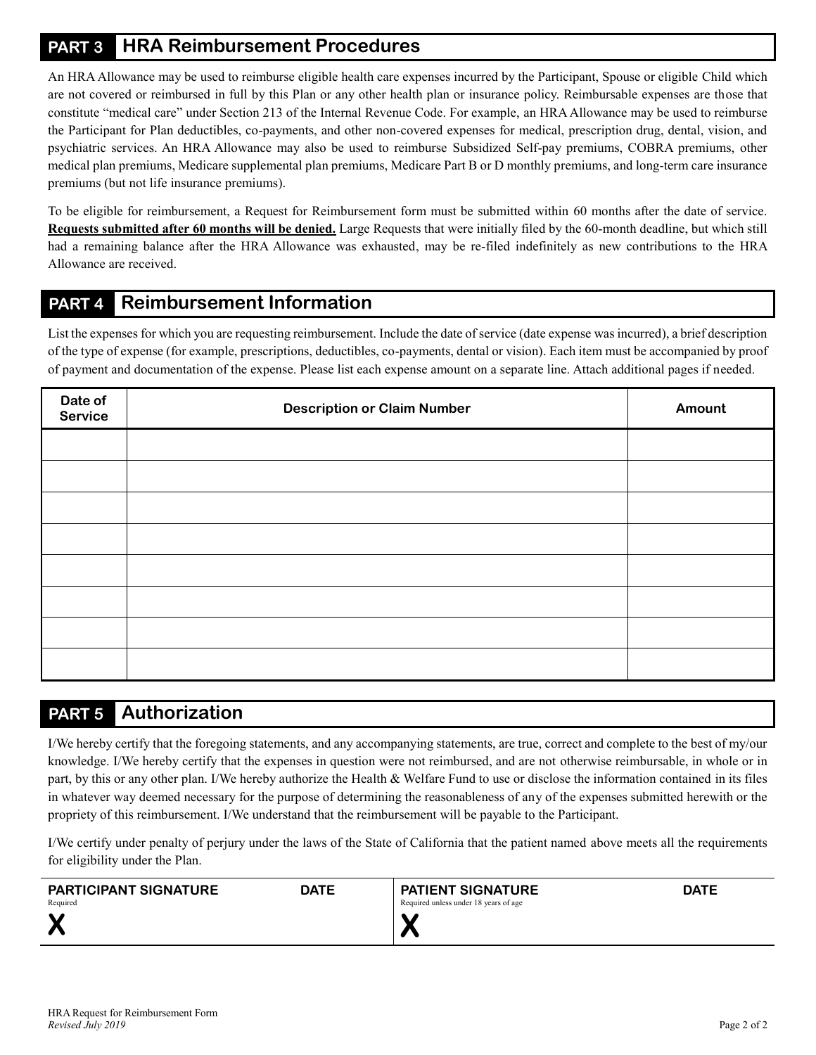## PART 3 HRA Reimbursement Procedures

An HRA Allowance may be used to reimburse eligible health care expenses incurred by the Participant, Spouse or eligible Child which are not covered or reimbursed in full by this Plan or any other health plan or insurance policy. Reimbursable expenses are those that constitute "medical care" under Section 213 of the Internal Revenue Code. For example, an HRA Allowance may be used to reimburse the Participant for Plan deductibles, co-payments, and other non-covered expenses for medical, prescription drug, dental, vision, and psychiatric services. An HRA Allowance may also be used to reimburse Subsidized Self-pay premiums, COBRA premiums, other medical plan premiums, Medicare supplemental plan premiums, Medicare Part B or D monthly premiums, and long-term care insurance premiums (but not life insurance premiums).

To be eligible for reimbursement, a Request for Reimbursement form must be submitted within 60 months after the date of service. **Requests submitted after 60 months will be denied.** Large Requests that were initially filed by the 60-month deadline, but which still had a remaining balance after the HRA Allowance was exhausted, may be re-filed indefinitely as new contributions to the HRA Allowance are received.

## PART 4 Reimbursement Information

List the expenses for which you are requesting reimbursement. Include the date of service (date expense was incurred), a brief description of the type of expense (for example, prescriptions, deductibles, co-payments, dental or vision). Each item must be accompanied by proof of payment and documentation of the expense. Please list each expense amount on a separate line. Attach additional pages if needed.

| Date of Service | Description or Claim Number | Amount |
|---|---|---|
| | | |
| | | |
| | | |
| | | |
| | | |
| | | |
| | | |
| | | |

## PART 5 Authorization

I/We hereby certify that the foregoing statements, and any accompanying statements, are true, correct and complete to the best of my/our knowledge. I/We hereby certify that the expenses in question were not reimbursed, and are not otherwise reimbursable, in whole or in part, by this or any other plan. I/We hereby authorize the Health & Welfare Fund to use or disclose the information contained in its files in whatever way deemed necessary for the purpose of determining the reasonableness of any of the expenses submitted herewith or the propriety of this reimbursement. I/We understand that the reimbursement will be payable to the Participant.

I/We certify under penalty of perjury under the laws of the State of California that the patient named above meets all the requirements for eligibility under the Plan.

| PARTICIPANT SIGNATURE<br>Required | DATE | PATIENT SIGNATURE<br>Required unless under 18 years of age | DATE |
|---|---|---|---|
| X | | X | |

HRA Request for Reimbursement Form
*Revised July 2019*